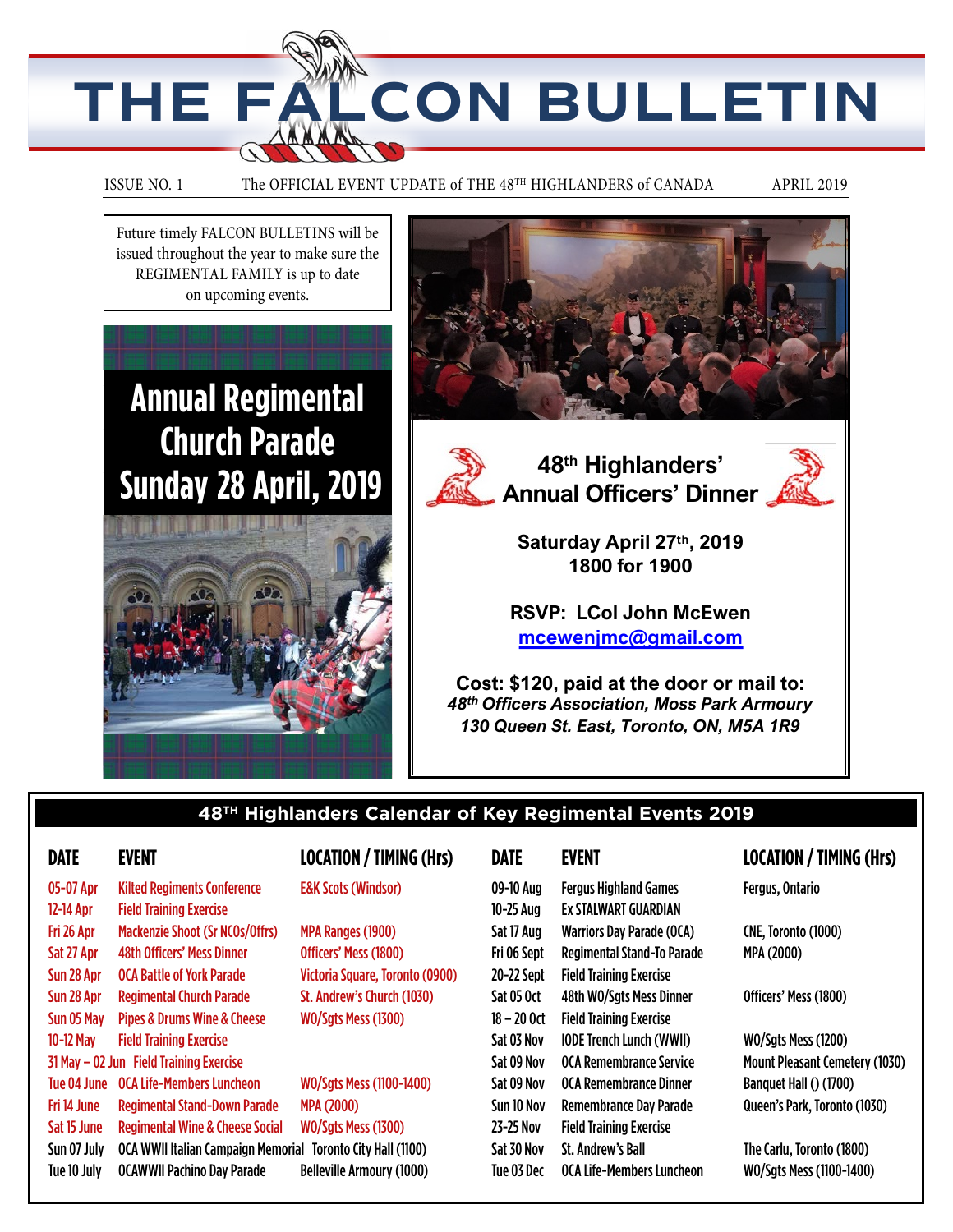# THE FALCON BULLETIN

ISSUE NO. 1 — The OFFICIAL EVENT UPDATE of THE 48TH HIGHLANDERS of CANADA — APRIL 2019

Future timely FALCON BULLETINS will be issued throughout the year to make sure the REGIMENTAL FAMILY is up to date on upcoming events.

## Annual Regimental Church Parade Sunday 28 April, 2019

## 48th Highlanders' Annual Officers' Dinner

**Saturday April 27th, 2019**
**1800 for 1900**

**RSVP: LCol John McEwen**
**mcewenjmc@gmail.com**

**Cost: $120, paid at the door or mail to:**
***48th Officers Association, Moss Park Armoury***
***130 Queen St. East, Toronto, ON, M5A 1R9***

## 48TH Highlanders Calendar of Key Regimental Events 2019

| DATE | EVENT | LOCATION / TIMING (Hrs) |
|---|---|---|
| 05-07 Apr | Kilted Regiments Conference | E&K Scots (Windsor) |
| 12-14 Apr | Field Training Exercise | |
| Fri 26 Apr | Mackenzie Shoot (Sr NCOs/Offrs) | MPA Ranges (1900) |
| Sat 27 Apr | 48th Officers' Mess Dinner | Officers' Mess (1800) |
| Sun 28 Apr | OCA Battle of York Parade | Victoria Square, Toronto (0900) |
| Sun 28 Apr | Regimental Church Parade | St. Andrew's Church (1030) |
| Sun 05 May | Pipes & Drums Wine & Cheese | WO/Sgts Mess (1300) |
| 10-12 May | Field Training Exercise | |
| 31 May – 02 Jun | Field Training Exercise | |
| Tue 04 June | OCA Life-Members Luncheon | WO/Sgts Mess (1100-1400) |
| Fri 14 June | Regimental Stand-Down Parade | MPA (2000) |
| Sat 15 June | Regimental Wine & Cheese Social | WO/Sgts Mess (1300) |
| Sun 07 July | OCA WWII Italian Campaign Memorial | Toronto City Hall (1100) |
| Tue 10 July | OCAWWII Pachino Day Parade | Belleville Armoury (1000) |
| 09-10 Aug | Fergus Highland Games | Fergus, Ontario |
| 10-25 Aug | Ex STALWART GUARDIAN | |
| Sat 17 Aug | Warriors Day Parade (OCA) | CNE, Toronto (1000) |
| Fri 06 Sept | Regimental Stand-To Parade | MPA (2000) |
| 20-22 Sept | Field Training Exercise | |
| Sat 05 Oct | 48th WO/Sgts Mess Dinner | Officers' Mess (1800) |
| 18 – 20 Oct | Field Training Exercise | |
| Sat 03 Nov | IODE Trench Lunch (WWII) | WO/Sgts Mess (1200) |
| Sat 09 Nov | OCA Remembrance Service | Mount Pleasant Cemetery (1030) |
| Sat 09 Nov | OCA Remembrance Dinner | Banquet Hall () (1700) |
| Sun 10 Nov | Remembrance Day Parade | Queen's Park, Toronto (1030) |
| 23-25 Nov | Field Training Exercise | |
| Sat 30 Nov | St. Andrew's Ball | The Carlu, Toronto (1800) |
| Tue 03 Dec | OCA Life-Members Luncheon | WO/Sgts Mess (1100-1400) |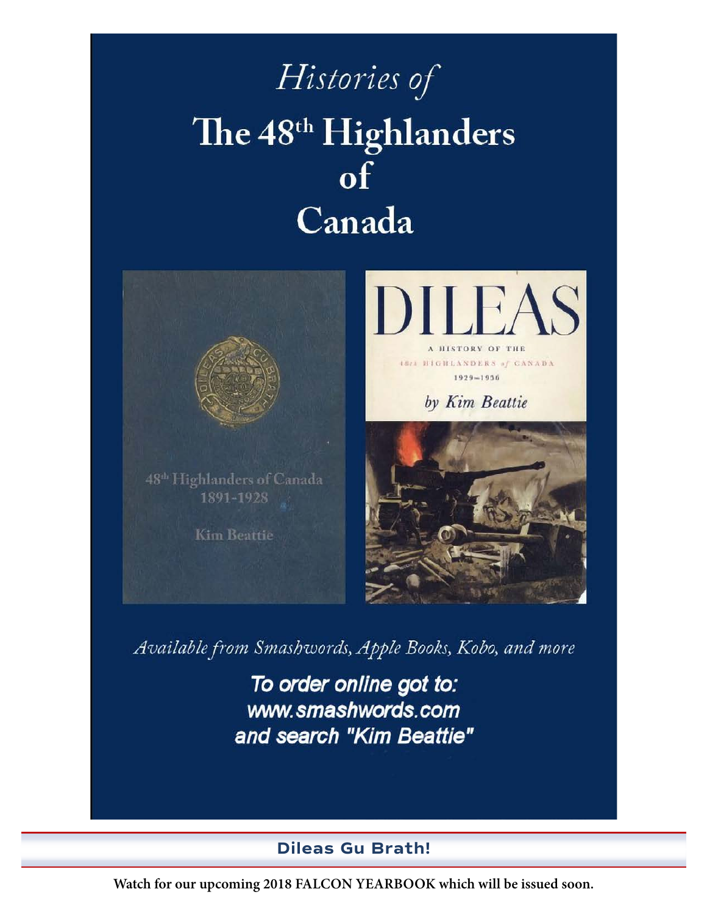# *Histories of* The 48[th] Highlanders of Canada

*Available from Smashwords, Apple Books, Kobo, and more*

***To order online got to: www.smashwords.com and search "Kim Beattie"***

**Dileas Gu Brath!**

**Watch for our upcoming 2018 FALCON YEARBOOK which will be issued soon.**